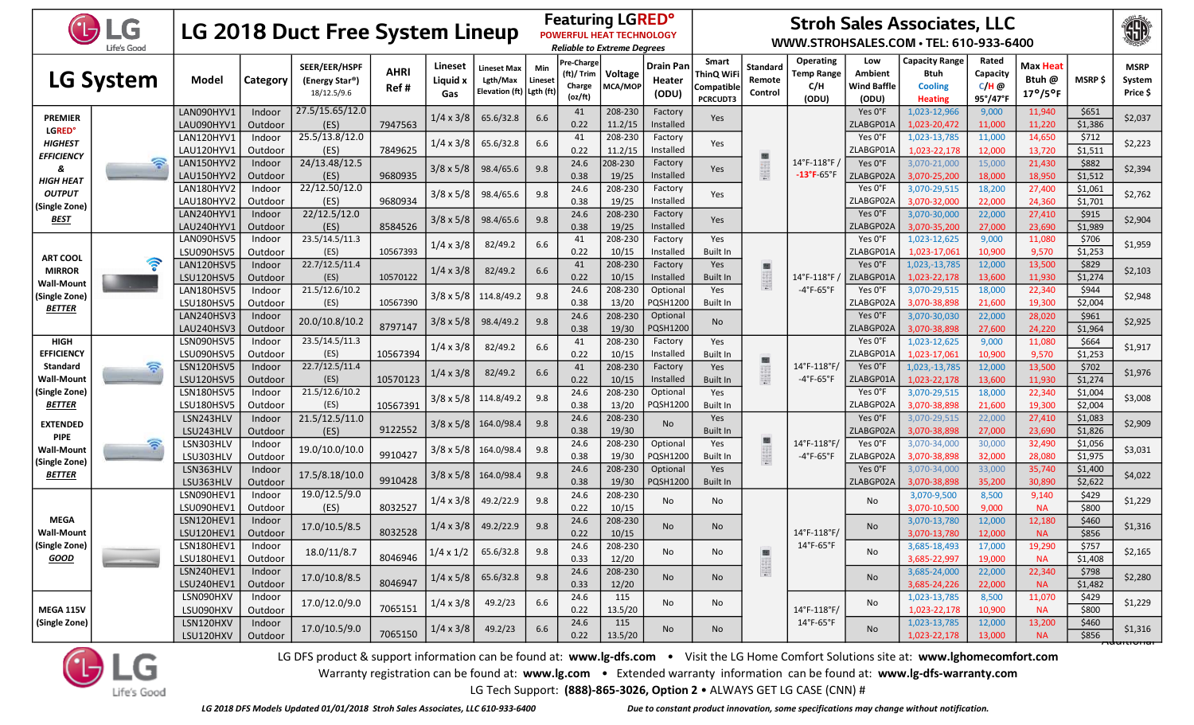# LG 2018 Duct Free System Lineup

**Featuring LGRED° POWERFUL HEAT TECHNOLOGY** — *Reliable to Extreme Degrees*

**Stroh Sales Associates, LLC**
WWW.STROHSALES.COM • TEL: 610-933-6400

| LG System | Model | Category | SEER/EER/HSPF (Energy Star®) 18/12.5/9.6 | AHRI Ref # | Lineset Liquid x Gas | Lineset Max Lgth/Max Elevation (ft) | Min Lineset Lgth (ft) | Pre-Charge (ft)/ Trim Charge (oz/ft) | Voltage MCA/MOP | Drain Pan Heater (ODU) | Smart ThinQ WiFi Compatible PCRCUDT3 | Standard Remote Control | Operating Temp Range C/H (ODU) | Low Ambient Wind Baffle (ODU) | Capacity Range Btuh Cooling Heating | Rated Capacity C/H @ 95°/47°F | Max Heat Btuh @ 17°/5°F | MSRP $ | MSRP System Price $ |
|---|---|---|---|---|---|---|---|---|---|---|---|---|---|---|---|---|---|---|---|
| PREMIER LGRED° HIGHEST EFFICIENCY & HIGH HEAT OUTPUT (Single Zone) BEST | LAN090HYV1 | Indoor | 27.5/15.65/12.0 | 7947563 | 1/4 x 3/8 | 65.6/32.8 | 6.6 | 41 | 208-230 | Factory | Yes | | 14°F-118°F / -13°F-65°F | Yes 0°F | 1,023-12,966 | 9,000 | 11,940 | $651 | $2,037 |
| | LAU090HYV1 | Outdoor | (ES) | | | | | 0.22 | 11.2/15 | Installed | | | | ZLABGP01A | 1,023-20,472 | 11,000 | 11,220 | $1,386 | |
| | LAN120HYV1 | Indoor | 25.5/13.8/12.0 | 7849625 | 1/4 x 3/8 | 65.6/32.8 | 6.6 | 41 | 208-230 | Factory | Yes | | | Yes 0°F | 1,023-13,785 | 11,000 | 14,650 | $712 | $2,223 |
| | LAU120HYV1 | Outdoor | (ES) | | | | | 0.22 | 11.2/15 | Installed | | | | ZLABGP01A | 1,023-22,178 | 12,000 | 13,720 | $1,511 | |
| | LAN150HYV2 | Indoor | 24/13.48/12.5 | 9680935 | 3/8 x 5/8 | 98.4/65.6 | 9.8 | 24.6 | 208-230 | Factory | Yes | | | Yes 0°F | 3,070-21,000 | 15,000 | 21,430 | $882 | $2,394 |
| | LAU150HYV2 | Outdoor | (ES) | | | | | 0.38 | 19/25 | Installed | | | | ZLABGP02A | 3,070-25,200 | 18,000 | 18,950 | $1,512 | |
| | LAN180HYV2 | Indoor | 22/12.50/12.0 | 9680934 | 3/8 x 5/8 | 98.4/65.6 | 9.8 | 24.6 | 208-230 | Factory | Yes | | | Yes 0°F | 3,070-29,515 | 18,200 | 27,400 | $1,061 | $2,762 |
| | LAU180HYV2 | Outdoor | (ES) | | | | | 0.38 | 19/25 | Installed | | | | ZLABGP02A | 3,070-32,000 | 22,000 | 24,360 | $1,701 | |
| | LAN240HYV1 | Indoor | 22/12.5/12.0 | 8584526 | 3/8 x 5/8 | 98.4/65.6 | 9.8 | 24.6 | 208-230 | Factory | Yes | | | Yes 0°F | 3,070-30,000 | 22,000 | 27,410 | $915 | $2,904 |
| | LAU240HYV1 | Outdoor | (ES) | | | | | 0.38 | 19/25 | Installed | | | | ZLABGP02A | 3,070-35,200 | 27,000 | 23,690 | $1,989 | |
| ART COOL MIRROR Wall-Mount (Single Zone) BETTER | LAN090HSV5 | Indoor | 23.5/14.5/11.3 | 10567393 | 1/4 x 3/8 | 82/49.2 | 6.6 | 41 | 208-230 | Factory | Yes | | 14°F-118°F / -4°F-65°F | Yes 0°F | 1,023-12,625 | 9,000 | 11,080 | $706 | $1,959 |
| | LSU090HSV5 | Outdoor | (ES) | | | | | 0.22 | 10/15 | Installed | Built In | | | ZLABGP01A | 1,023-17,061 | 10,900 | 9,570 | $1,253 | |
| | LAN120HSV5 | Indoor | 22.7/12.5/11.4 | 10570122 | 1/4 x 3/8 | 82/49.2 | 6.6 | 41 | 208-230 | Factory | Yes | | | Yes 0°F | 1,023,-13,785 | 12,000 | 13,500 | $829 | $2,103 |
| | LSU120HSV5 | Outdoor | (ES) | | | | | 0.22 | 10/15 | Installed | Built In | | | ZLABGP01A | 1,023-22,178 | 13,600 | 11,930 | $1,274 | |
| | LAN180HSV5 | Indoor | 21.5/12.6/10.2 | 10567390 | 3/8 x 5/8 | 114.8/49.2 | 9.8 | 24.6 | 208-230 | Optional | Yes | | | Yes 0°F | 3,070-29,515 | 18,000 | 22,340 | $944 | $2,948 |
| | LSU180HSV5 | Outdoor | (ES) | | | | | 0.38 | 13/20 | PQSH1200 | Built In | | | ZLABGP02A | 3,070-38,898 | 21,600 | 19,300 | $2,004 | |
| | LAN240HSV3 | Indoor | 20.0/10.8/10.2 | 8797147 | 3/8 x 5/8 | 98.4/49.2 | 9.8 | 24.6 | 208-230 | Optional | No | | | Yes 0°F | 3,070-30,030 | 22,000 | 28,020 | $961 | $2,925 |
| | LAU240HSV3 | Outdoor | | | | | | 0.38 | 19/30 | PQSH1200 | | | | ZLABGP02A | 3,070-38,898 | 27,600 | 24,220 | $1,964 | |
| HIGH EFFICIENCY Standard Wall-Mount (Single Zone) BETTER | LSN090HSV5 | Indoor | 23.5/14.5/11.3 | 10567394 | 1/4 x 3/8 | 82/49.2 | 6.6 | 41 | 208-230 | Factory | Yes | | 14°F-118°F/ -4°F-65°F | Yes 0°F | 1,023-12,625 | 9,000 | 11,080 | $664 | $1,917 |
| | LSU090HSV5 | Outdoor | (ES) | | | | | 0.22 | 10/15 | Installed | Built In | | | ZLABGP01A | 1,023-17,061 | 10,900 | 9,570 | $1,253 | |
| | LSN120HSV5 | Indoor | 22.7/12.5/11.4 | 10570123 | 1/4 x 3/8 | 82/49.2 | 6.6 | 41 | 208-230 | Factory | Yes | | | Yes 0°F | 1,023,-13,785 | 12,000 | 13,500 | $702 | $1,976 |
| | LSU120HSV5 | Outdoor | (ES) | | | | | 0.22 | 10/15 | Installed | Built In | | | ZLABGP01A | 1,023-22,178 | 13,600 | 11,930 | $1,274 | |
| | LSN180HSV5 | Indoor | 21.5/12.6/10.2 | 10567391 | 3/8 x 5/8 | 114.8/49.2 | 9.8 | 24.6 | 208-230 | Optional | Yes | | | Yes 0°F | 3,070-29,515 | 18,000 | 22,340 | $1,004 | $3,008 |
| | LSU180HSV5 | Outdoor | (ES) | | | | | 0.38 | 13/20 | PQSH1200 | Built In | | | ZLABGP02A | 3,070-38,898 | 21,600 | 19,300 | $2,004 | |
| EXTENDED PIPE Wall-Mount (Single Zone) BETTER | LSN243HLV | Indoor | 21.5/12.5/11.0 | 9122552 | 3/8 x 5/8 | 164.0/98.4 | 9.8 | 24.6 | 208-230 | No | Yes | | 14°F-118°F/ -4°F-65°F | Yes 0°F | 3,070-29,515 | 22,000 | 27,410 | $1,083 | $2,909 |
| | LSU243HLV | Outdoor | (ES) | | | | | 0.38 | 19/30 | | Built In | | | ZLABGP02A | 3,070-38,898 | 27,000 | 23,690 | $1,826 | |
| | LSN303HLV | Indoor | 19.0/10.0/10.0 | 9910427 | 3/8 x 5/8 | 164.0/98.4 | 9.8 | 24.6 | 208-230 | Optional | Yes | | | Yes 0°F | 3,070-34,000 | 30,000 | 32,490 | $1,056 | $3,031 |
| | LSU303HLV | Outdoor | | | | | | 0.38 | 19/30 | PQSH1200 | Built In | | | ZLABGP02A | 3,070-38,898 | 32,000 | 28,080 | $1,975 | |
| | LSN363HLV | Indoor | 17.5/8.18/10.0 | 9910428 | 3/8 x 5/8 | 164.0/98.4 | 9.8 | 24.6 | 208-230 | Optional | Yes | | | Yes 0°F | 3,070-34,000 | 33,000 | 35,740 | $1,400 | $4,022 |
| | LSU363HLV | Outdoor | | | | | | 0.38 | 19/30 | PQSH1200 | Built In | | | ZLABGP02A | 3,070-38,898 | 35,200 | 30,890 | $2,622 | |
| MEGA Wall-Mount (Single Zone) GOOD | LSN090HEV1 | Indoor | 19.0/12.5/9.0 | 8032527 | 1/4 x 3/8 | 49.2/22.9 | 9.8 | 24.6 | 208-230 | No | No | | 14°F-118°F/ 14°F-65°F | No | 3,070-9,500 | 8,500 | 9,140 | $429 | $1,229 |
| | LSU090HEV1 | Outdoor | (ES) | | | | | 0.22 | 10/15 | | | | | | 3,070-10,500 | 9,000 | NA | $800 | |
| | LSN120HEV1 | Indoor | 17.0/10.5/8.5 | 8032528 | 1/4 x 3/8 | 49.2/22.9 | 9.8 | 24.6 | 208-230 | No | No | | | No | 3,070-13,780 | 12,000 | 12,180 | $460 | $1,316 |
| | LSU120HEV1 | Outdoor | | | | | | 0.22 | 10/15 | | | | | | 3,070-13,780 | 12,000 | NA | $856 | |
| | LSN180HEV1 | Indoor | 18.0/11/8.7 | 8046946 | 1/4 x 1/2 | 65.6/32.8 | 9.8 | 24.6 | 208-230 | No | No | | | No | 3,685-18,493 | 17,000 | 19,290 | $757 | $2,165 |
| | LSU180HEV1 | Outdoor | | | | | | 0.33 | 12/20 | | | | | | 3,685-22,997 | 19,000 | NA | $1,408 | |
| | LSN240HEV1 | Indoor | 17.0/10.8/8.5 | 8046947 | 1/4 x 5/8 | 65.6/32.8 | 9.8 | 24.6 | 208-230 | No | No | | | No | 3,685-24,000 | 22,000 | 22,340 | $798 | $2,280 |
| | LSU240HEV1 | Outdoor | | | | | | 0.33 | 12/20 | | | | | | 3,685-24,226 | 22,000 | NA | $1,482 | |
| MEGA 115V (Single Zone) | LSN090HXV | Indoor | 17.0/12.0/9.0 | 7065151 | 1/4 x 3/8 | 49.2/23 | 6.6 | 24.6 | 115 | No | No | | 14°F-118°F/ 14°F-65°F | No | 1,023-13,785 | 8,500 | 11,070 | $429 | $1,229 |
| | LSU090HXV | Outdoor | | | | | | 0.22 | 13.5/20 | | | | | | 1,023-22,178 | 10,900 | NA | $800 | |
| | LSN120HXV | Indoor | 17.0/10.5/9.0 | 7065150 | 1/4 x 3/8 | 49.2/23 | 6.6 | 24.6 | 115 | No | No | | | No | 1,023-13,785 | 12,000 | 13,200 | $460 | $1,316 |
| | LSU120HXV | Outdoor | | | | | | 0.22 | 13.5/20 | | | | | | 1,023-22,178 | 13,000 | NA | $856 | |

LG DFS product & support information can be found at: **www.lg-dfs.com** • Visit the LG Home Comfort Solutions site at: **www.lghomecomfort.com**

Warranty registration can be found at: **www.lg.com** • Extended warranty information can be found at: **www.lg-dfs-warranty.com**

LG Tech Support: **(888)-865-3026, Option 2** • ALWAYS GET LG CASE (CNN) #

*LG 2018 DFS Models Updated 01/01/2018 Stroh Sales Associates, LLC 610-933-6400*

*Due to constant product innovation, some specifications may change without notification.*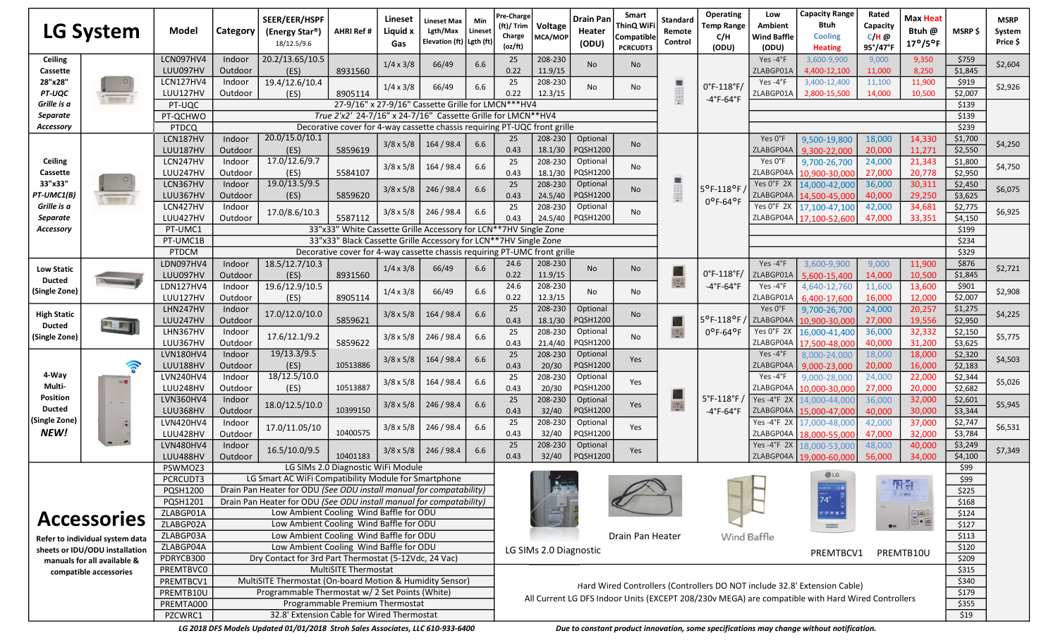| LG System | | Model | Category | SEER/EER/HSPF (Energy Star®) 18/12.5/9.6 | AHRI Ref # | Lineset Liquid x Gas | Lineset Max Lgth/Max Elevation (ft) | Min Lineset Lgth (ft) | Pre-Charge (ft)/ Trim Charge (oz/ft) | Voltage MCA/MOP | Drain Pan Heater (ODU) | Smart ThinQ WiFi Compatible PCRCUDT3 | Standard Remote Control | Operating Temp Range C/H (ODU) | Low Ambient Wind Baffle (ODU) | Capacity Range Btuh Cooling Heating | Rated Capacity C/H @ 95°/47°F | Max Heat Btuh @ 17°/5°F | MSRP $ | MSRP System Price $ |
|---|---|---|---|---|---|---|---|---|---|---|---|---|---|---|---|---|---|---|---|---|
| Ceiling Cassette 28"x28" *PT-UQC Grille is a Separate Accessory* | | LCN097HV4 | Indoor | 20.2/13.65/10.5 | | 1/4 x 3/8 | 66/49 | 6.6 | 25 | 208-230 | No | No | | 0°F-118°F/ -4°F-64°F | Yes -4°F | 3,600-9,900 | 9,000 | 9,350 | $759 | $2,604 |
| | | LUU097HV | Outdoor | (ES) | 8931560 | | | | 0.22 | 11.9/15 | | | | | ZLABGP01A | 4,400-12,100 | 11,000 | 8,250 | $1,845 | |
| | | LCN127HV4 | Indoor | 19.4/12.6/10.4 | | 1/4 x 3/8 | 66/49 | 6.6 | 25 | 208-230 | No | No | | | Yes -4°F | 3,400-12,400 | 11,100 | 11,900 | $919 | $2,926 |
| | | LUU127HV | Outdoor | (ES) | 8905114 | | | | 0.22 | 12.3/15 | | | | | ZLABGP01A | 2,800-15,500 | 14,000 | 10,500 | $2,007 | |
| | | PT-UQC | 27-9/16" x 27-9/16" Cassette Grille for LMCN***HV4 | | | | | | | | | | | | | | | | $139 | |
| | | PT-QCHWO | *True 2'x2' 24-7/16" x 24-7/16" Cassette Grille for LMCN**HV4* | | | | | | | | | | | | | | | | $139 | |
| | | PTDCQ | Decorative cover for 4-way cassette chassis requiring PT-UQC front grille | | | | | | | | | | | | | | | | $239 | |
| Ceiling Cassette 33"x33" *PT-UMC1(B) Grille is a Separate Accessory* | | LCN187HV | Indoor | 20.0/15.0/10.1 | | 3/8 x 5/8 | 164 / 98.4 | 6.6 | 25 | 208-230 | Optional | No | | 5°F-118°F / 0°F-64°F | Yes 0°F | 9,500-19,800 | 18,000 | 14,330 | $1,700 | $4,250 |
| | | LUU187HV | Outdoor | (ES) | 5859619 | | | | 0.43 | 18.1/30 | PQSH1200 | | | | ZLABGP04A | 9,300-22,000 | 20,000 | 11,271 | $2,550 | |
| | | LCN247HV | Indoor | 17.0/12.6/9.7 | | 3/8 x 5/8 | 164 / 98.4 | 6.6 | 25 | 208-230 | Optional | No | | | Yes 0°F | 9,700-26,700 | 24,000 | 21,343 | $1,800 | $4,750 |
| | | LUU247HV | Outdoor | (ES) | 5584107 | | | | 0.43 | 18.1/30 | PQSH1200 | | | | ZLABGP04A | 10,900-30,000 | 27,000 | 20,778 | $2,950 | |
| | | LCN367HV | Indoor | 19.0/13.5/9.5 | | 3/8 x 5/8 | 246 / 98.4 | 6.6 | 25 | 208-230 | Optional | No | | | Yes 0°F 2X | 14,000-42,000 | 36,000 | 30,311 | $2,450 | $6,075 |
| | | LUU367HV | Outdoor | (ES) | 5859620 | | | | 0.43 | 24.5/40 | PQSH1200 | | | | ZLABGP04A | 14,500-45,000 | 40,000 | 29,250 | $3,625 | |
| | | LCN427HV | Indoor | 17.0/8.6/10.3 | | 3/8 x 5/8 | 246 / 98.4 | 6.6 | 25 | 208-230 | Optional | No | | | Yes 0°F 2X | 17,100-47,100 | 42,000 | 34,681 | $2,775 | $6,925 |
| | | LUU427HV | Outdoor | | 5587112 | | | | 0.43 | 24.5/40 | PQSH1200 | | | | ZLABGP04A | 17,100-52,600 | 47,000 | 33,351 | $4,150 | |
| | | PT-UMC1 | 33"x33" White Cassette Grille Accessory for LCN**7HV Single Zone | | | | | | | | | | | | | | | | $199 | |
| | | PT-UMC1B | 33"x33" Black Cassette Grille Accessory for LCN**7HV Single Zone | | | | | | | | | | | | | | | | $234 | |
| | | PTDCM | Decorative cover for 4-way cassette chassis requiring PT-UMC front grille | | | | | | | | | | | | | | | | $329 | |
| Low Static Ducted (Single Zone) | | LDN097HV4 | Indoor | 18.5/12.7/10.3 | | 1/4 x 3/8 | 66/49 | 6.6 | 24.6 | 208-230 | No | No | | 0°F-118°F/ -4°F-64°F | Yes -4°F | 3,600-9,900 | 9,000 | 11,900 | $876 | $2,721 |
| | | LUU097HV | Outdoor | (ES) | 8931560 | | | | 0.22 | 11.9/15 | | | | | ZLABGP01A | 5,600-15,400 | 14,000 | 10,500 | $1,845 | |
| | | LDN127HV4 | Indoor | 19.6/12.9/10.5 | | 1/4 x 3/8 | 66/49 | 6.6 | 24.6 | 208-230 | No | No | | | Yes -4°F | 4,640-12,760 | 11,600 | 13,600 | $901 | $2,908 |
| | | LUU127HV | Outdoor | (ES) | 8905114 | | | | 0.22 | 12.3/15 | | | | | ZLABGP01A | 6,400-17,600 | 16,000 | 12,000 | $2,007 | |
| High Static Ducted (Single Zone) | | LHN247HV | Indoor | 17.0/12.0/10.0 | | 3/8 x 5/8 | 164 / 98.4 | 6.6 | 25 | 208-230 | Optional | No | | 5°F-118°F / 0°F-64°F | Yes 0°F | 9,700-26,700 | 24,000 | 20,257 | $1,275 | $4,225 |
| | | LUU247HV | Outdoor | | 5859621 | | | | 0.43 | 18.1/30 | PQSH1200 | | | | ZLABGP04A | 10,900-30,000 | 27,000 | 19,556 | $2,950 | |
| | | LHN367HV | Indoor | 17.6/12.1/9.2 | | 3/8 x 5/8 | 246 / 98.4 | 6.6 | 25 | 208-230 | Optional | No | | | Yes 0°F 2X | 16,000-41,400 | 36,000 | 32,332 | $2,150 | $5,775 |
| | | LUU367HV | Outdoor | | 5859622 | | | | 0.43 | 21.4/40 | PQSH1200 | | | | ZLABGP04A | 17,500-48,000 | 40,000 | 31,200 | $3,625 | |
| 4-Way Multi-Position Ducted (Single Zone) ***NEW!*** | | LVN180HV4 | Indoor | 19/13.3/9.5 | | 3/8 x 5/8 | 164 / 98.4 | 6.6 | 25 | 208-230 | Optional | Yes | | 5°F-118°F / -4°F-64°F | Yes -4°F | 8,000-24,000 | 18,000 | 18,000 | $2,320 | $4,503 |
| | | LUU188HV | Outdoor | (ES) | 10513886 | | | | 0.43 | 20/30 | PQSH1200 | | | | ZLABGP04A | 9,000-23,000 | 20,000 | 16,000 | $2,183 | |
| | | LVN240HV4 | Indoor | 18/12.5/10.0 | | 3/8 x 5/8 | 164 / 98.4 | 6.6 | 25 | 208-230 | Optional | Yes | | | Yes -4°F | 9,000-28,000 | 24,000 | 22,000 | $2,344 | $5,026 |
| | | LUU248HV | Outdoor | (ES) | 10513887 | | | | 0.43 | 20/30 | PQSH1200 | | | | ZLABGP04A | 10,000-30,000 | 27,000 | 20,000 | $2,682 | |
| | | LVN360HV4 | Indoor | 18.0/12.5/10.0 | | 3/8 x 5/8 | 246 / 98.4 | 6.6 | 25 | 208-230 | Optional | Yes | | | Yes -4°F 2X | 14,000-44,000 | 36,000 | 32,000 | $2,601 | $5,945 |
| | | LUU368HV | Outdoor | | 10399150 | | | | 0.43 | 32/40 | PQSH1200 | | | | ZLABGP04A | 15,000-47,000 | 40,000 | 30,000 | $3,344 | |
| | | LVN420HV4 | Indoor | 17.0/11.05/10 | | 3/8 x 5/8 | 246 / 98.4 | 6.6 | 25 | 208-230 | Optional | Yes | | | Yes -4°F 2X | 17,000-48,000 | 42,000 | 37,000 | $2,747 | $6,531 |
| | | LUU428HV | Outdoor | | 10400575 | | | | 0.43 | 32/40 | PQSH1200 | | | | ZLABGP04A | 18,000-55,000 | 47,000 | 32,000 | $3,784 | |
| | | LVN480HV4 | Indoor | 16.5/10.0/9.5 | | 3/8 x 5/8 | 246 / 98.4 | 6.6 | 25 | 208-230 | Optional | Yes | | | Yes -4°F 2X | 18,000-53,000 | 48,000 | 40,000 | $3,249 | $7,349 |
| | | LUU488HV | Outdoor | | 10401183 | | | | 0.43 | 32/40 | PQSH1200 | | | | ZLABGP04A | 19,000-60,000 | 56,000 | 34,000 | $4,100 | |

## Accessories

**Refer to individual system data sheets or IDU/ODU installation manuals for all available & compatible accessories**

| Model | Description | MSRP $ |
|---|---|---|
| PSWMOZ3 | LG SIMs 2.0 Diagnostic WiFi Module | $99 |
| PCRCUDT3 | LG Smart AC WiFi Compatibility Module for Smartphone | $99 |
| PQSH1200 | Drain Pan Heater for ODU *(See ODU install manual for compatability)* | $225 |
| PQSH1201 | Drain Pan Heater for ODU *(See ODU install manual for compatability)* | $168 |
| ZLABGP01A | Low Ambient Cooling Wind Baffle for ODU | $124 |
| ZLABGP02A | Low Ambient Cooling Wind Baffle for ODU | $127 |
| ZLABGP03A | Low Ambient Cooling Wind Baffle for ODU | $113 |
| ZLABGP04A | Low Ambient Cooling Wind Baffle for ODU | $120 |
| PDRYCB300 | Dry Contact for 3rd Part Thermostat (5-12Vdc, 24 Vac) | $209 |
| PREMTBVC0 | MultiSITE Thermostat | $315 |
| PREMTBCV1 | MultiSITE Thermostat (On-board Motion & Humidity Sensor) | $340 |
| PREMTB10U | Programmable Thermostat w/ 2 Set Points (White) | $179 |
| PREMTA000 | Programmable Premium Thermostat | $355 |
| PZCWRC1 | 32.8' Extension Cable for Hard Wired Thermostat | $19 |

LG SIMs 2.0 Diagnostic

Drain Pan Heater

Wind Baffle

PREMTBCV1 PREMTB10U

Hard Wired Controllers (Controllers DO NOT include 32.8' Extension Cable)
All Current LG DFS Indoor Units (EXCEPT 208/230v MEGA) are compatible with Hard Wired Controllers

*LG 2018 DFS Models Updated 01/01/2018 Stroh Sales Associates, LLC 610-933-6400* *Due to constant product innovation, some specifications may change without notification.*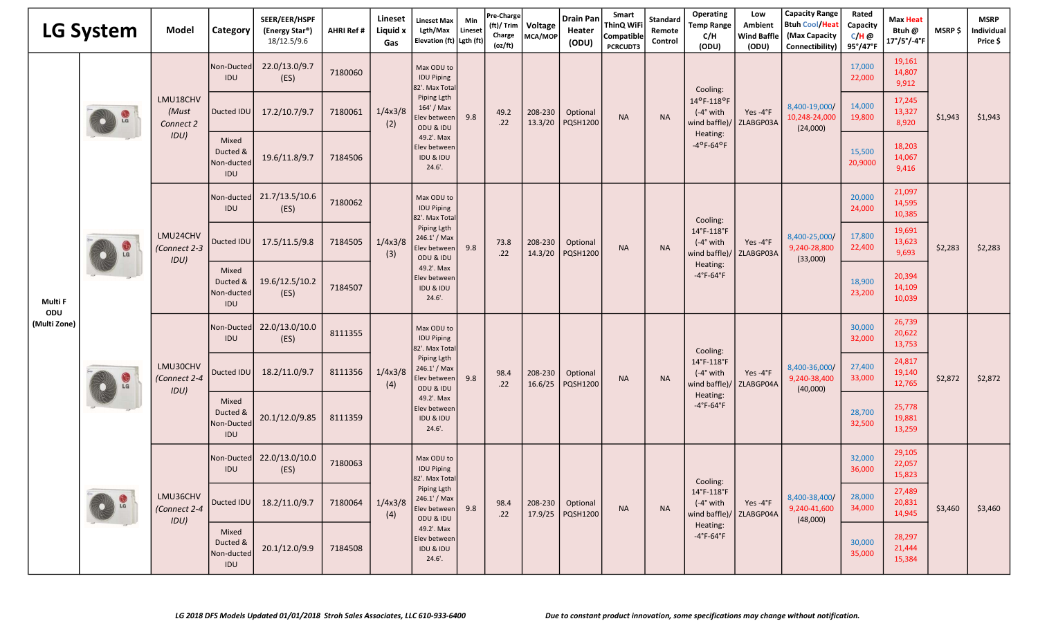| LG System | | Model | Category | SEER/EER/HSPF (Energy Star®) 18/12.5/9.6 | AHRI Ref # | Lineset Liquid x Gas | Lineset Max Lgth/Max Elevation (ft) | Min Lineset Lgth (ft) | Pre-Charge (ft)/ Trim Charge (oz/ft) | Voltage MCA/MOP | Drain Pan Heater (ODU) | Smart ThinQ WiFi Compatible PCRCUDT3 | Standard Remote Control | Operating Temp Range C/H (ODU) | Low Ambient Wind Baffle (ODU) | Capacity Range Btuh Cool/Heat (Max Capacity Connectibility) | Rated Capacity C/H @ 95°/47°F | Max Heat Btuh @ 17°/5°/-4°F | MSRP $ | MSRP Individual Price $ |
|---|---|---|---|---|---|---|---|---|---|---|---|---|---|---|---|---|---|---|---|---|
| Multi F ODU (Multi Zone) | | LMU18CHV (Must Connect 2 IDU) | Non-Ducted IDU | 22.0/13.0/9.7 (ES) | 7180060 | 1/4x3/8 (2) | Max ODU to IDU Piping 82'. Max Total Piping Lgth 164' / Max Elev between ODU & IDU 49.2'. Max Elev between IDU & IDU 24.6'. | 9.8 | 49.2 .22 | 208-230 13.3/20 | Optional PQSH1200 | NA | NA | Cooling: 14ºF-118ºF (-4° with wind baffle)/ Heating: -4ºF-64ºF | Yes -4°F ZLABGP03A | 8,400-19,000/ 10,248-24,000 (24,000) | 17,000 22,000 | 19,161 14,807 9,912 | $1,943 | $1,943 |
| | | | Ducted IDU | 17.2/10.7/9.7 | 7180061 | | | | | | | | | | | | 14,000 19,800 | 17,245 13,327 8,920 | | |
| | | | Mixed Ducted & Non-ducted IDU | 19.6/11.8/9.7 | 7184506 | | | | | | | | | | | | 15,500 20,9000 | 18,203 14,067 9,416 | | |
| | | LMU24CHV (Connect 2-3 IDU) | Non-ducted IDU | 21.7/13.5/10.6 (ES) | 7180062 | 1/4x3/8 (3) | Max ODU to IDU Piping 82'. Max Total Piping Lgth 246.1' / Max Elev between ODU & IDU 49.2'. Max Elev between IDU & IDU 24.6'. | 9.8 | 73.8 .22 | 208-230 14.3/20 | Optional PQSH1200 | NA | NA | Cooling: 14°F-118°F (-4° with wind baffle)/ Heating: -4°F-64°F | Yes -4°F ZLABGP03A | 8,400-25,000/ 9,240-28,800 (33,000) | 20,000 24,000 | 21,097 14,595 10,385 | $2,283 | $2,283 |
| | | | Ducted IDU | 17.5/11.5/9.8 | 7184505 | | | | | | | | | | | | 17,800 22,400 | 19,691 13,623 9,693 | | |
| | | | Mixed Ducted & Non-ducted IDU | 19.6/12.5/10.2 (ES) | 7184507 | | | | | | | | | | | | 18,900 23,200 | 20,394 14,109 10,039 | | |
| | | LMU30CHV (Connect 2-4 IDU) | Non-Ducted IDU | 22.0/13.0/10.0 (ES) | 8111355 | 1/4x3/8 (4) | Max ODU to IDU Piping 82'. Max Total Piping Lgth 246.1' / Max Elev between ODU & IDU 49.2'. Max Elev between IDU & IDU 24.6'. | 9.8 | 98.4 .22 | 208-230 16.6/25 | Optional PQSH1200 | NA | NA | Cooling: 14°F-118°F (-4° with wind baffle)/ Heating: -4°F-64°F | Yes -4°F ZLABGP04A | 8,400-36,000/ 9,240-38,400 (40,000) | 30,000 32,000 | 26,739 20,622 13,753 | $2,872 | $2,872 |
| | | | Ducted IDU | 18.2/11.0/9.7 | 8111356 | | | | | | | | | | | | 27,400 33,000 | 24,817 19,140 12,765 | | |
| | | | Mixed Ducted & Non-Ducted IDU | 20.1/12.0/9.85 | 8111359 | | | | | | | | | | | | 28,700 32,500 | 25,778 19,881 13,259 | | |
| | | LMU36CHV (Connect 2-4 IDU) | Non-Ducted IDU | 22.0/13.0/10.0 (ES) | 7180063 | 1/4x3/8 (4) | Max ODU to IDU Piping 82'. Max Total Piping Lgth 246.1' / Max Elev between ODU & IDU 49.2'. Max Elev between IDU & IDU 24.6'. | 9.8 | 98.4 .22 | 208-230 17.9/25 | Optional PQSH1200 | NA | NA | Cooling: 14°F-118°F (-4° with wind baffle)/ Heating: -4°F-64°F | Yes -4°F ZLABGP04A | 8,400-38,400/ 9,240-41,600 (48,000) | 32,000 36,000 | 29,105 22,057 15,823 | $3,460 | $3,460 |
| | | | Ducted IDU | 18.2/11.0/9.7 | 7180064 | | | | | | | | | | | | 28,000 34,000 | 27,489 20,831 14,945 | | |
| | | | Mixed Ducted & Non-ducted IDU | 20.1/12.0/9.9 | 7184508 | | | | | | | | | | | | 30,000 35,000 | 28,297 21,444 15,384 | | |

*LG 2018 DFS Models Updated 01/01/2018 Stroh Sales Associates, LLC 610-933-6400*

*Due to constant product innovation, some specifications may change without notification.*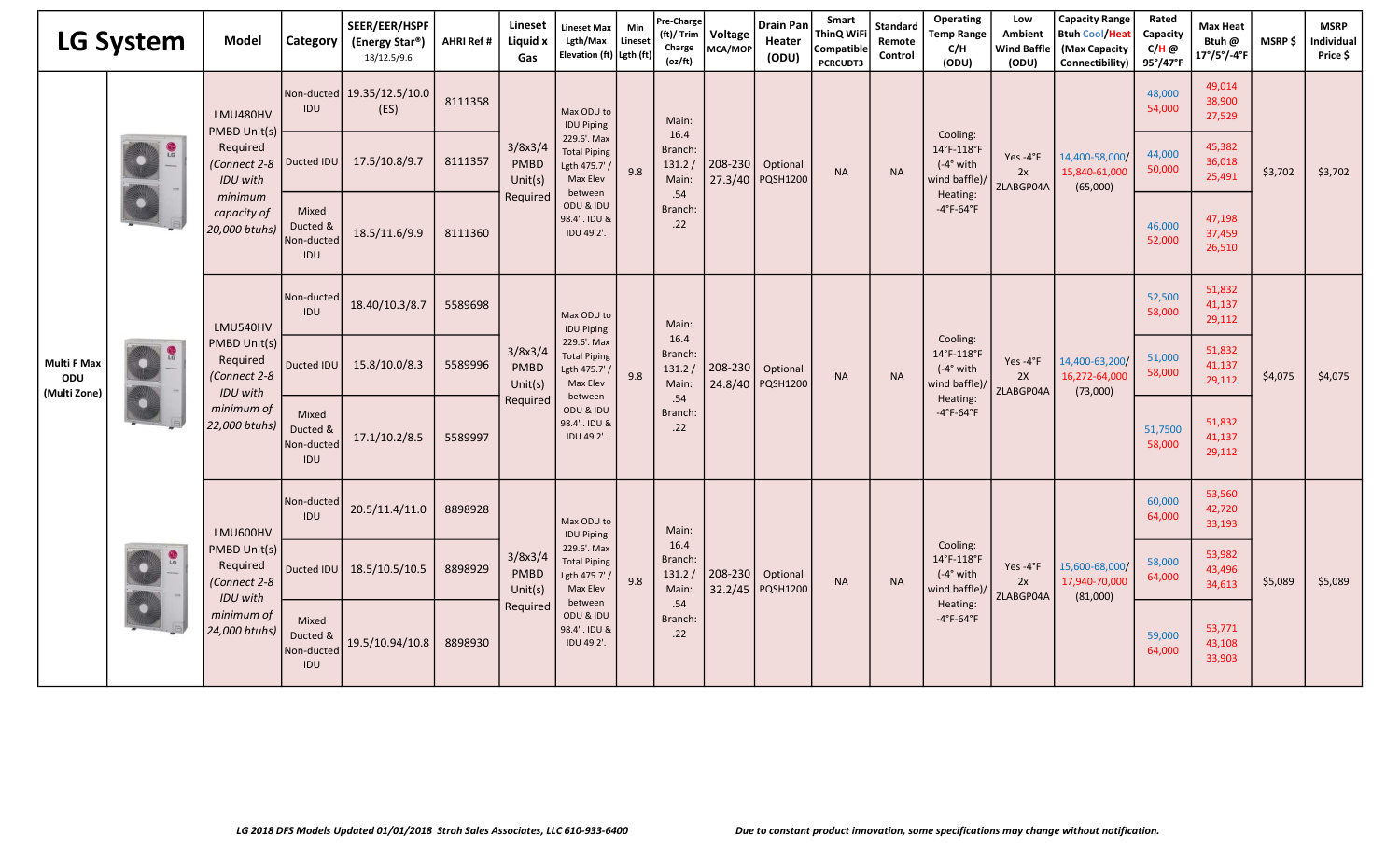| LG System | | Model | Category | SEER/EER/HSPF (Energy Star®) 18/12.5/9.6 | AHRI Ref # | Lineset Liquid x Gas | Lineset Max Lgth/Max Elevation (ft) | Min Lineset Lgth (ft) | Pre-Charge (ft)/ Trim Charge (oz/ft) | Voltage MCA/MOP | Drain Pan Heater (ODU) | Smart ThinQ WiFi Compatible PCRCUDT3 | Standard Remote Control | Operating Temp Range C/H (ODU) | Low Ambient Wind Baffle (ODU) | Capacity Range Btuh Cool/Heat (Max Capacity Connectibility) | Rated Capacity C/H @ 95°/47°F | Max Heat Btuh @ 17°/5°/-4°F | MSRP $ | MSRP Individual Price $ |
|---|---|---|---|---|---|---|---|---|---|---|---|---|---|---|---|---|---|---|---|---|
| Multi F Max ODU (Multi Zone) | | LMU480HV PMBD Unit(s) Required *(Connect 2-8 IDU with minimum capacity of 20,000 btuhs)* | Non-ducted IDU | 19.35/12.5/10.0 (ES) | 8111358 | 3/8x3/4 PMBD Unit(s) Required | Max ODU to IDU Piping 229.6'. Max Total Piping Lgth 475.7' / Max Elev between ODU & IDU 98.4'. IDU & IDU 49.2'. | 9.8 | Main: 16.4 Branch: 131.2 / Main: .54 Branch: .22 | 208-230 27.3/40 | Optional PQSH1200 | NA | NA | Cooling: 14°F-118°F (-4° with wind baffle)/ Heating: -4°F-64°F | Yes -4°F 2x ZLABGP04A | 14,400-58,000/ 15,840-61,000 (65,000) | 48,000 54,000 | 49,014 38,900 27,529 | $3,702 | $3,702 |
| | | | Ducted IDU | 17.5/10.8/9.7 | 8111357 | | | | | | | | | | | | 44,000 50,000 | 45,382 36,018 25,491 | | |
| | | | Mixed Ducted & Non-ducted IDU | 18.5/11.6/9.9 | 8111360 | | | | | | | | | | | | 46,000 52,000 | 47,198 37,459 26,510 | | |
| | | LMU540HV PMBD Unit(s) Required *(Connect 2-8 IDU with minimum of 22,000 btuhs)* | Non-ducted IDU | 18.40/10.3/8.7 | 5589698 | 3/8x3/4 PMBD Unit(s) Required | Max ODU to IDU Piping 229.6'. Max Total Piping Lgth 475.7' / Max Elev between ODU & IDU 98.4'. IDU & IDU 49.2'. | 9.8 | Main: 16.4 Branch: 131.2 / Main: .54 Branch: .22 | 208-230 24.8/40 | Optional PQSH1200 | NA | NA | Cooling: 14°F-118°F (-4° with wind baffle)/ Heating: -4°F-64°F | Yes -4°F 2X ZLABGP04A | 14,400-63,200/ 16,272-64,000 (73,000) | 52,500 58,000 | 51,832 41,137 29,112 | $4,075 | $4,075 |
| | | | Ducted IDU | 15.8/10.0/8.3 | 5589996 | | | | | | | | | | | | 51,000 58,000 | 51,832 41,137 29,112 | | |
| | | | Mixed Ducted & Non-ducted IDU | 17.1/10.2/8.5 | 5589997 | | | | | | | | | | | | 51,7500 58,000 | 51,832 41,137 29,112 | | |
| | | LMU600HV PMBD Unit(s) Required *(Connect 2-8 IDU with minimum of 24,000 btuhs)* | Non-ducted IDU | 20.5/11.4/11.0 | 8898928 | 3/8x3/4 PMBD Unit(s) Required | Max ODU to IDU Piping 229.6'. Max Total Piping Lgth 475.7' / Max Elev between ODU & IDU 98.4'. IDU & IDU 49.2'. | 9.8 | Main: 16.4 Branch: 131.2 / Main: .54 Branch: .22 | 208-230 32.2/45 | Optional PQSH1200 | NA | NA | Cooling: 14°F-118°F (-4° with wind baffle)/ Heating: -4°F-64°F | Yes -4°F 2x ZLABGP04A | 15,600-68,000/ 17,940-70,000 (81,000) | 60,000 64,000 | 53,560 42,720 33,193 | $5,089 | $5,089 |
| | | | Ducted IDU | 18.5/10.5/10.5 | 8898929 | | | | | | | | | | | | 58,000 64,000 | 53,982 43,496 34,613 | | |
| | | | Mixed Ducted & Non-ducted IDU | 19.5/10.94/10.8 | 8898930 | | | | | | | | | | | | 59,000 64,000 | 53,771 43,108 33,903 | | |

*LG 2018 DFS Models Updated 01/01/2018 Stroh Sales Associates, LLC 610-933-6400*

*Due to constant product innovation, some specifications may change without notification.*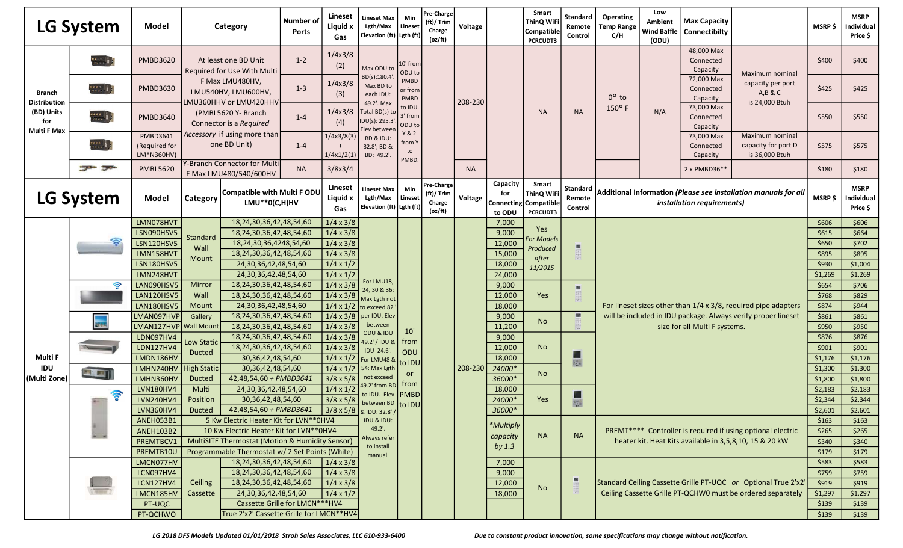| LG System | | Model | Category | Number of Ports | Lineset Liquid x Gas | Lineset Max Lgth/Max Elevation (ft) | Min Lineset Lgth (ft) | Pre-Charge (ft)/ Trim Charge (oz/ft) | Voltage | | Smart ThinQ WiFi Compatible PCRCUDT3 | Standard Remote Control | Operating Temp Range C/H | Low Ambient Wind Baffle (ODU) | Max Capacity Connectibilty | | MSRP $ | MSRP Individual Price $ |
|---|---|---|---|---|---|---|---|---|---|---|---|---|---|---|---|---|---|---|
| Branch Distribution (BD) Units for Multi F Max | | PMBD3620 | At least one BD Unit Required for Use With Multi F Max LMU480HV, LMU540HV, LMU600HV, LMU360HHV or LMU420HHV (PMBL5620 Y- Branch Connector is a *Required Accessory* if using more than one BD Unit) | 1-2 | 1/4x3/8 (2) | Max ODU to BD(s):180.4'. Max BD to each IDU: 49.2'. Max Total BD(s) to IDU(s): 295.3'. Elev between BD & IDU: 32.8'; BD & BD: 49.2'. | 10' from ODU to PMBD or from PMBD to IDU. 3' from ODU to Y & 2' from Y to PMBD. | | 208-230 | | NA | NA | 0° to 150° F | N/A | 48,000 Max Connected Capacity | Maximum nominal capacity per port A,B & C is 24,000 Btuh | $400 | $400 |
| | | PMBD3630 | | 1-3 | 1/4x3/8 (3) | | | | | | | | | | 72,000 Max Connected Capacity | | $425 | $425 |
| | | PMBD3640 | | 1-4 | 1/4x3/8 (4) | | | | | | | | | | 73,000 Max Connected Capacity | | $550 | $550 |
| | | PMBD3641 (Required for LM*N360HV) | | 1-4 | 1/4x3/8(3) + 1/4x1/2(1) | | | | | | | | | | 73,000 Max Connected Capacity | Maximum nominal capacity for port D is 36,000 Btuh | $575 | $575 |
| | | PMBL5620 | Y-Branch Connector for Multi F Max LMU480/540/600HV | NA | 3/8x3/4 | | | | NA | | | | | | 2 x PMBD36** | | $180 | $180 |

| LG System | | Model | Category | Compatible with Multi F ODU LMU**0(C,H)HV | Lineset Liquid x Gas | Lineset Max Lgth/Max Elevation (ft) | Min Lineset Lgth (ft) | Pre-Charge (ft)/ Trim Charge (oz/ft) | Voltage | Capacity for Connecting to ODU | Smart ThinQ WiFi Compatible PCRCUDT3 | Standard Remote Control | Additional Information *(Please see installation manuals for all installation requirements)* | MSRP $ | MSRP Individual Price $ |
|---|---|---|---|---|---|---|---|---|---|---|---|---|---|---|---|
| Multi F IDU (Multi Zone) | | LMN078HVT | Standard Wall Mount | 18,24,30,36,42,48,54,60 | 1/4 x 3/8 | For LMU18, 24, 30 & 36: Max Lgth not to exceed 82 ' per IDU. Elev between ODU & IDU 49.2' / IDU & IDU 24.6'. For LMU48 & 54: Max Lgth not exceed 49.2' from BD to IDU. Elev between BD & IDU: 32.8' / IDU & IDU: 49.2'. Always refer to install manual. | 10' from ODU to IDU or from PMBD to IDU | | 208-230 | 7,000 | Yes *For Models Produced after 11/2015* | | For lineset sizes other than 1/4 x 3/8, required pipe adapters will be included in IDU package. Always verify proper lineset size for all Multi F systems. | $606 | $606 |
| | | LSN090HSV5 | | 18,24,30,36,42,48,54,60 | 1/4 x 3/8 | | | | | 9,000 | | | | $615 | $664 |
| | | LSN120HSV5 | | 18,24,30,36,4248,54,60 | 1/4 x 3/8 | | | | | 12,000 | | | | $650 | $702 |
| | | LMN158HVT | | 18,24,30,36,42,48,54,60 | 1/4 x 3/8 | | | | | 15,000 | | | | $895 | $895 |
| | | LSN180HSV5 | | 24,30,36,42,48,54,60 | 1/4 x 1/2 | | | | | 18,000 | | | | $930 | $1,004 |
| | | LMN248HVT | | 24,30,36,42,48,54,60 | 1/4 x 1/2 | | | | | 24,000 | | | | $1,269 | $1,269 |
| | | LAN090HSV5 | Mirror Wall Mount | 18,24,30,36,42,48,54,60 | 1/4 x 3/8 | | | | | 9,000 | Yes | | | $654 | $706 |
| | | LAN120HSV5 | | 18,24,30,36,42,48,54,60 | 1/4 x 3/8 | | | | | 12,000 | | | | $768 | $829 |
| | | LAN180HSV5 | | 24,30,36,42,48,54,60 | 1/4 x 1/2 | | | | | 18,000 | | | | $874 | $944 |
| | | LMAN097HVP | Gallery Wall Mount | 18,24,30,36,42,48,54,60 | 1/4 x 3/8 | | | | | 9,000 | No | | | $861 | $861 |
| | | LMAN127HVP | | 18,24,30,36,42,48,54,60 | 1/4 x 3/8 | | | | | 11,200 | | | | $950 | $950 |
| | | LDN097HV4 | Low Static Ducted | 18,24,30,36,42,48,54,60 | 1/4 x 3/8 | | | | | 9,000 | No | | | $876 | $876 |
| | | LDN127HV4 | | 18,24,30,36,42,48,54,60 | 1/4 x 3/8 | | | | | 12,000 | | | | $901 | $901 |
| | | LMDN186HV | | 30,36,42,48,54,60 | 1/4 x 1/2 | | | | | 18,000 | | | | $1,176 | $1,176 |
| | | LMHN240HV | High Static Ducted | 30,36,42,48,54,60 | 1/4 x 1/2 | | | | | *24000** | No | | | $1,300 | $1,300 |
| | | LMHN360HV | | 42,48,54,60 + *PMBD3641* | 3/8 x 5/8 | | | | | *36000** | | | | $1,800 | $1,800 |
| | | LVN180HV4 | Multi Position Ducted | 24,30,36,42,48,54,60 | 1/4 x 1/2 | | | | | 18,000 | Yes | | | $2,183 | $2,183 |
| | | LVN240HV4 | | 30,36,42,48,54,60 | 3/8 x 5/8 | | | | | *24000** | | | | $2,344 | $2,344 |
| | | LVN360HV4 | | 42,48,54,60 + *PMBD3641* | 3/8 x 5/8 | | | | | *36000** | | | | $2,601 | $2,601 |
| | | ANEH053B1 | 5 Kw Electric Heater Kit for LVN**0HV4 | | | | | | | **Multiply capacity by 1.3* | NA | NA | PREMT**** Controller is required if using optional electric heater kit. Heat Kits available in 3,5,8,10, 15 & 20 kW | $163 | $163 |
| | | ANEH103B2 | 10 Kw Electric Heater Kit for LVN**0HV4 | | | | | | | | | | | $265 | $265 |
| | | PREMTBCV1 | MultiSITE Thermostat (Motion & Humidity Sensor) | | | | | | | | | | | $340 | $340 |
| | | PREMTB10U | Programmable Thermostat w/ 2 Set Points (White) | | | | | | | | | | | $179 | $179 |
| | | LMCN077HV | Ceiling Cassette | 18,24,30,36,42,48,54,60 | 1/4 x 3/8 | | | | | 7,000 | No | | Standard Ceiling Cassette Grille PT-UQC *or* Optional True 2'x2' Ceiling Cassette Grille PT-QCHW0 must be ordered separately | $583 | $583 |
| | | LCN097HV4 | | 18,24,30,36,42,48,54,60 | 1/4 x 3/8 | | | | | 9,000 | | | | $759 | $759 |
| | | LCN127HV4 | | 18,24,30,36,42,48,54,60 | 1/4 x 3/8 | | | | | 12,000 | | | | $919 | $919 |
| | | LMCN185HV | | 24,30,36,42,48,54,60 | 1/4 x 1/2 | | | | | 18,000 | | | | $1,297 | $1,297 |
| | | PT-UQC | Cassette Grille for LMCN***HV4 | | | | | | | | | | | $139 | $139 |
| | | PT-QCHWO | True 2'x2' Cassette Grille for LMCN**HV4 | | | | | | | | | | | $139 | $139 |

*LG 2018 DFS Models Updated 01/01/2018 Stroh Sales Associates, LLC 610-933-6400*

*Due to constant product innovation, some specifications may change without notification.*